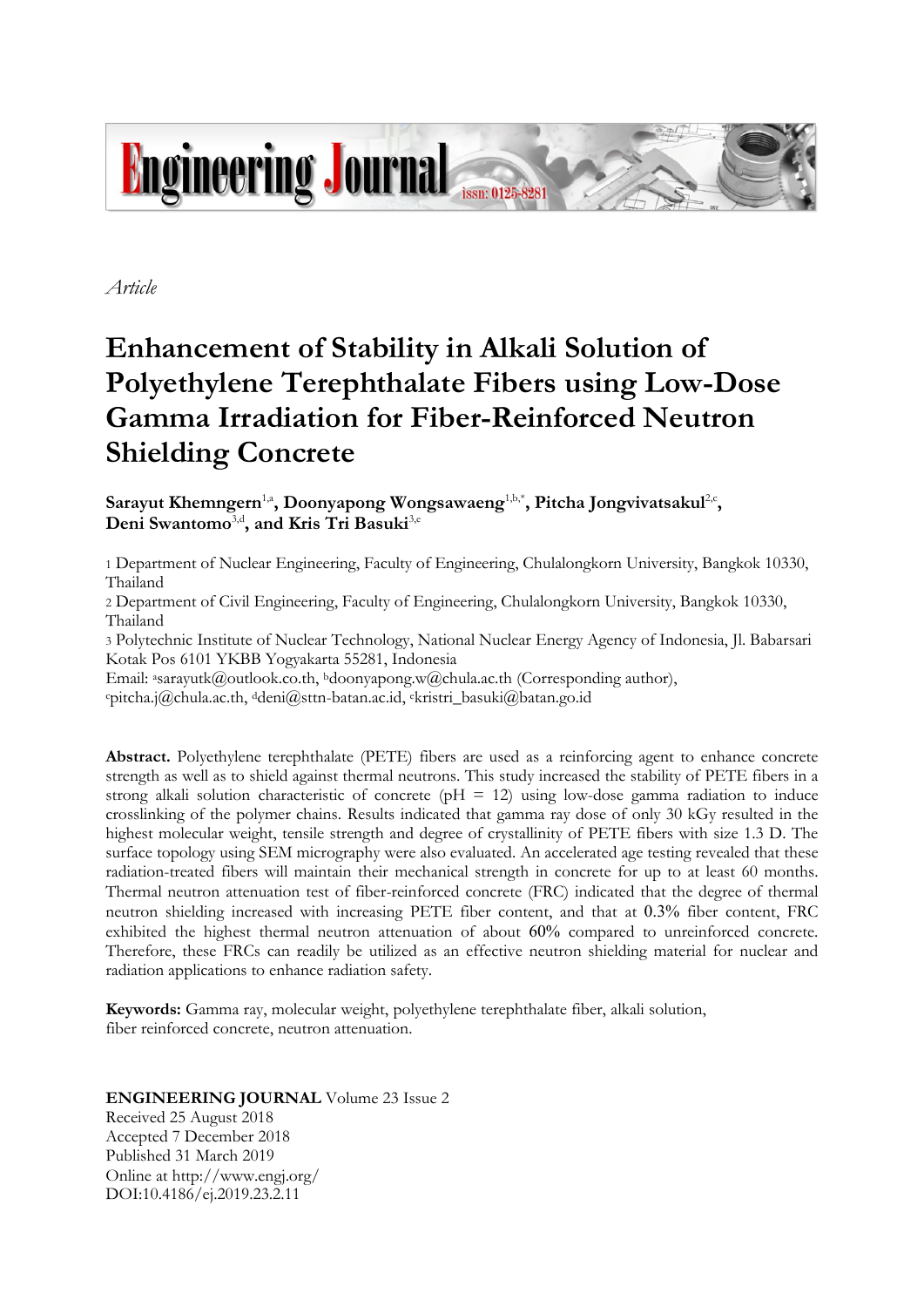*Article*

# Enhancement of Stability in Alkali Solution of Polyethylene Terephthalate Fibers using Low-Dose Gamma Irradiation for Fiber-Reinforced Neutron Shielding Concrete

**Sarayut Khemngern**[1,a]**, Doonyapong Wongsawaeng**[1,b,*]**, Pitcha Jongvivatsakul**[2,c]**, Deni Swantomo**[3,d]**, and Kris Tri Basuki**[3,e]

1 Department of Nuclear Engineering, Faculty of Engineering, Chulalongkorn University, Bangkok 10330, Thailand

2 Department of Civil Engineering, Faculty of Engineering, Chulalongkorn University, Bangkok 10330, Thailand

3 Polytechnic Institute of Nuclear Technology, National Nuclear Energy Agency of Indonesia, Jl. Babarsari Kotak Pos 6101 YKBB Yogyakarta 55281, Indonesia

Email: [a]sarayutk@outlook.co.th, [b]doonyapong.w@chula.ac.th (Corresponding author), [c]pitcha.j@chula.ac.th, [d]deni@sttn-batan.ac.id, [e]kristri_basuki@batan.go.id

**Abstract.** Polyethylene terephthalate (PETE) fibers are used as a reinforcing agent to enhance concrete strength as well as to shield against thermal neutrons. This study increased the stability of PETE fibers in a strong alkali solution characteristic of concrete (pH = 12) using low-dose gamma radiation to induce crosslinking of the polymer chains. Results indicated that gamma ray dose of only 30 kGy resulted in the highest molecular weight, tensile strength and degree of crystallinity of PETE fibers with size 1.3 D. The surface topology using SEM micrography were also evaluated. An accelerated age testing revealed that these radiation-treated fibers will maintain their mechanical strength in concrete for up to at least 60 months. Thermal neutron attenuation test of fiber-reinforced concrete (FRC) indicated that the degree of thermal neutron shielding increased with increasing PETE fiber content, and that at 0.3% fiber content, FRC exhibited the highest thermal neutron attenuation of about 60% compared to unreinforced concrete. Therefore, these FRCs can readily be utilized as an effective neutron shielding material for nuclear and radiation applications to enhance radiation safety.

**Keywords:** Gamma ray, molecular weight, polyethylene terephthalate fiber, alkali solution, fiber reinforced concrete, neutron attenuation.

**ENGINEERING JOURNAL** Volume 23 Issue 2
Received 25 August 2018
Accepted 7 December 2018
Published 31 March 2019
Online at http://www.engj.org/
DOI:10.4186/ej.2019.23.2.11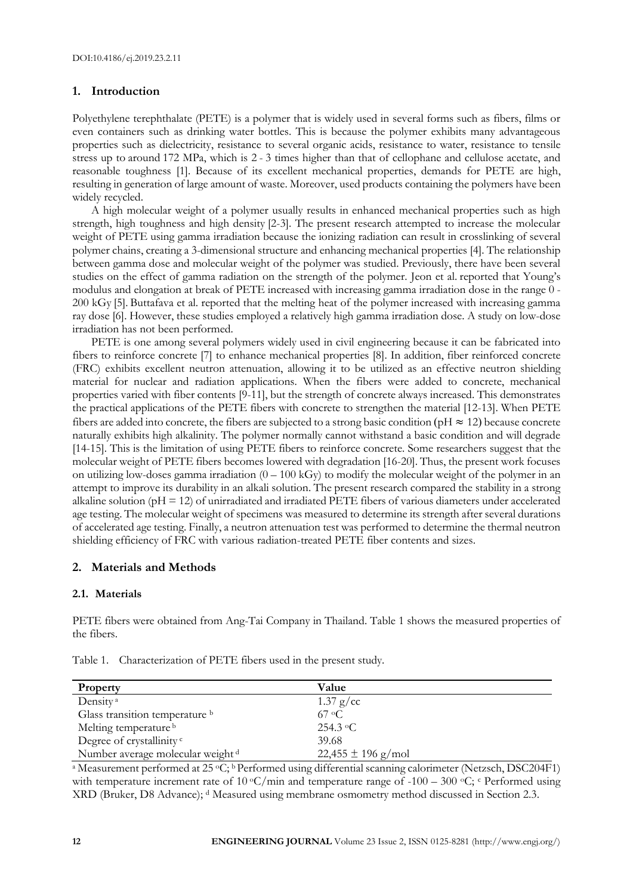## 1. Introduction

Polyethylene terephthalate (PETE) is a polymer that is widely used in several forms such as fibers, films or even containers such as drinking water bottles. This is because the polymer exhibits many advantageous properties such as dielectricity, resistance to several organic acids, resistance to water, resistance to tensile stress up to around 172 MPa, which is 2 - 3 times higher than that of cellophane and cellulose acetate, and reasonable toughness [1]. Because of its excellent mechanical properties, demands for PETE are high, resulting in generation of large amount of waste. Moreover, used products containing the polymers have been widely recycled.

A high molecular weight of a polymer usually results in enhanced mechanical properties such as high strength, high toughness and high density [2-3]. The present research attempted to increase the molecular weight of PETE using gamma irradiation because the ionizing radiation can result in crosslinking of several polymer chains, creating a 3-dimensional structure and enhancing mechanical properties [4]. The relationship between gamma dose and molecular weight of the polymer was studied. Previously, there have been several studies on the effect of gamma radiation on the strength of the polymer. Jeon et al. reported that Young's modulus and elongation at break of PETE increased with increasing gamma irradiation dose in the range 0 - 200 kGy [5]. Buttafava et al. reported that the melting heat of the polymer increased with increasing gamma ray dose [6]. However, these studies employed a relatively high gamma irradiation dose. A study on low-dose irradiation has not been performed.

PETE is one among several polymers widely used in civil engineering because it can be fabricated into fibers to reinforce concrete [7] to enhance mechanical properties [8]. In addition, fiber reinforced concrete (FRC) exhibits excellent neutron attenuation, allowing it to be utilized as an effective neutron shielding material for nuclear and radiation applications. When the fibers were added to concrete, mechanical properties varied with fiber contents [9-11], but the strength of concrete always increased. This demonstrates the practical applications of the PETE fibers with concrete to strengthen the material [12-13]. When PETE fibers are added into concrete, the fibers are subjected to a strong basic condition (pH $\approx$ 12) because concrete naturally exhibits high alkalinity. The polymer normally cannot withstand a basic condition and will degrade [14-15]. This is the limitation of using PETE fibers to reinforce concrete. Some researchers suggest that the molecular weight of PETE fibers becomes lowered with degradation [16-20]. Thus, the present work focuses on utilizing low-doses gamma irradiation (0 – 100 kGy) to modify the molecular weight of the polymer in an attempt to improve its durability in an alkali solution. The present research compared the stability in a strong alkaline solution (pH = 12) of unirradiated and irradiated PETE fibers of various diameters under accelerated age testing. The molecular weight of specimens was measured to determine its strength after several durations of accelerated age testing. Finally, a neutron attenuation test was performed to determine the thermal neutron shielding efficiency of FRC with various radiation-treated PETE fiber contents and sizes.

## 2. Materials and Methods

### 2.1. Materials

PETE fibers were obtained from Ang-Tai Company in Thailand. Table 1 shows the measured properties of the fibers.

Table 1. Characterization of PETE fibers used in the present study.

| Property | Value |
|---|---|
| Density [a] | 1.37 g/cc |
| Glass transition temperature [b] | 67 °C |
| Melting temperature [b] | 254.3 °C |
| Degree of crystallinity [c] | 39.68 |
| Number average molecular weight [d] | 22,455 ± 196 g/mol |

[a] Measurement performed at 25 °C; [b] Performed using differential scanning calorimeter (Netzsch, DSC204F1) with temperature increment rate of 10 °C/min and temperature range of -100 – 300 °C; [c] Performed using XRD (Bruker, D8 Advance); [d] Measured using membrane osmometry method discussed in Section 2.3.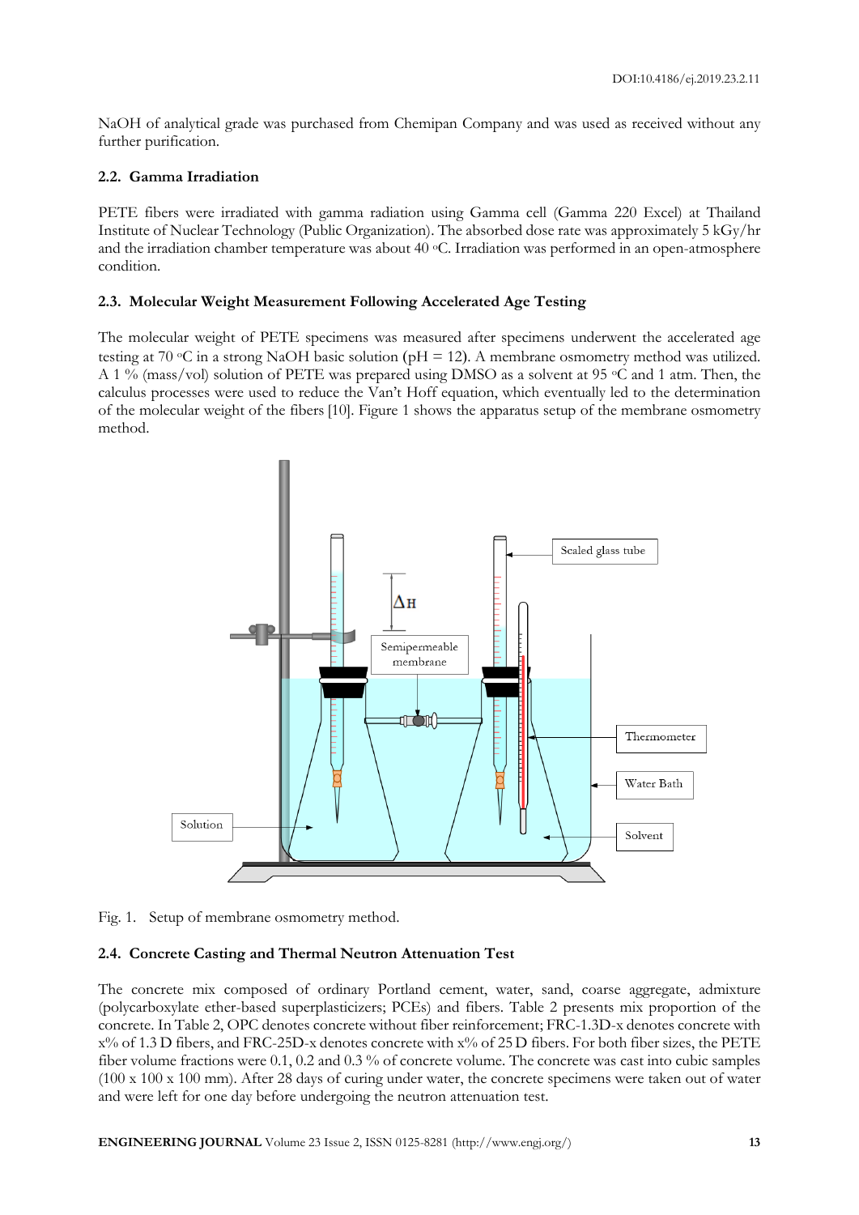NaOH of analytical grade was purchased from Chemipan Company and was used as received without any further purification.

### 2.2. Gamma Irradiation

PETE fibers were irradiated with gamma radiation using Gamma cell (Gamma 220 Excel) at Thailand Institute of Nuclear Technology (Public Organization). The absorbed dose rate was approximately 5 kGy/hr and the irradiation chamber temperature was about 40 °C. Irradiation was performed in an open-atmosphere condition.

### 2.3. Molecular Weight Measurement Following Accelerated Age Testing

The molecular weight of PETE specimens was measured after specimens underwent the accelerated age testing at 70 °C in a strong NaOH basic solution (pH = 12). A membrane osmometry method was utilized. A 1 % (mass/vol) solution of PETE was prepared using DMSO as a solvent at 95 °C and 1 atm. Then, the calculus processes were used to reduce the Van't Hoff equation, which eventually led to the determination of the molecular weight of the fibers [10]. Figure 1 shows the apparatus setup of the membrane osmometry method.

Fig. 1. Setup of membrane osmometry method.

### 2.4. Concrete Casting and Thermal Neutron Attenuation Test

The concrete mix composed of ordinary Portland cement, water, sand, coarse aggregate, admixture (polycarboxylate ether-based superplasticizers; PCEs) and fibers. Table 2 presents mix proportion of the concrete. In Table 2, OPC denotes concrete without fiber reinforcement; FRC-1.3D-x denotes concrete with x% of 1.3 D fibers, and FRC-25D-x denotes concrete with x% of 25 D fibers. For both fiber sizes, the PETE fiber volume fractions were 0.1, 0.2 and 0.3 % of concrete volume. The concrete was cast into cubic samples (100 x 100 x 100 mm). After 28 days of curing under water, the concrete specimens were taken out of water and were left for one day before undergoing the neutron attenuation test.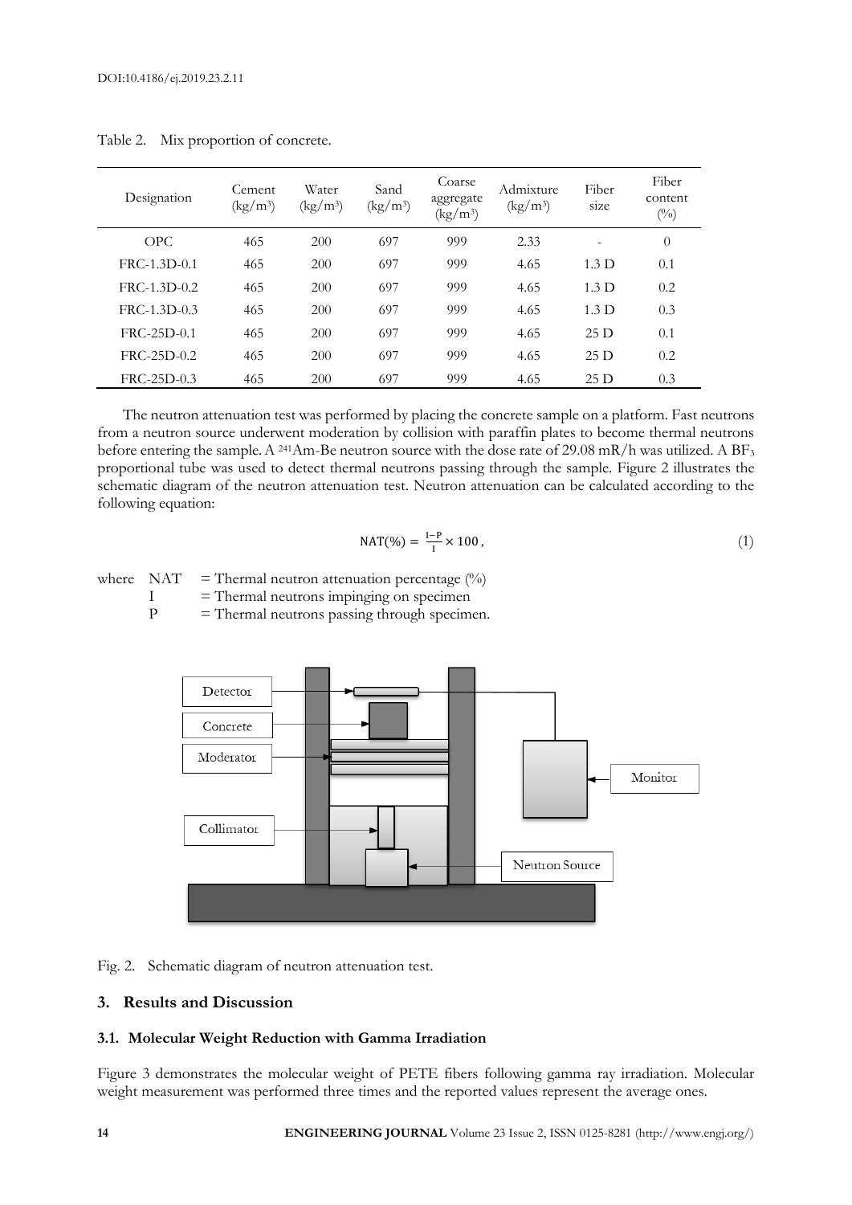Table 2. Mix proportion of concrete.

| Designation | Cement (kg/m³) | Water (kg/m³) | Sand (kg/m³) | Coarse aggregate (kg/m³) | Admixture (kg/m³) | Fiber size | Fiber content (%) |
|---|---|---|---|---|---|---|---|
| OPC | 465 | 200 | 697 | 999 | 2.33 | - | 0 |
| FRC-1.3D-0.1 | 465 | 200 | 697 | 999 | 4.65 | 1.3 D | 0.1 |
| FRC-1.3D-0.2 | 465 | 200 | 697 | 999 | 4.65 | 1.3 D | 0.2 |
| FRC-1.3D-0.3 | 465 | 200 | 697 | 999 | 4.65 | 1.3 D | 0.3 |
| FRC-25D-0.1 | 465 | 200 | 697 | 999 | 4.65 | 25 D | 0.1 |
| FRC-25D-0.2 | 465 | 200 | 697 | 999 | 4.65 | 25 D | 0.2 |
| FRC-25D-0.3 | 465 | 200 | 697 | 999 | 4.65 | 25 D | 0.3 |

The neutron attenuation test was performed by placing the concrete sample on a platform. Fast neutrons from a neutron source underwent moderation by collision with paraffin plates to become thermal neutrons before entering the sample. A $^{241}$Am-Be neutron source with the dose rate of 29.08 mR/h was utilized. A $BF_3$ proportional tube was used to detect thermal neutrons passing through the sample. Figure 2 illustrates the schematic diagram of the neutron attenuation test. Neutron attenuation can be calculated according to the following equation:

$$\text{NAT}(\%) = \frac{\text{I}-\text{P}}{\text{I}} \times 100\,, \tag{1}$$

where NAT = Thermal neutron attenuation percentage (%)
I = Thermal neutrons impinging on specimen
P = Thermal neutrons passing through specimen.

Fig. 2. Schematic diagram of neutron attenuation test.

## 3. Results and Discussion

### 3.1. Molecular Weight Reduction with Gamma Irradiation

Figure 3 demonstrates the molecular weight of PETE fibers following gamma ray irradiation. Molecular weight measurement was performed three times and the reported values represent the average ones.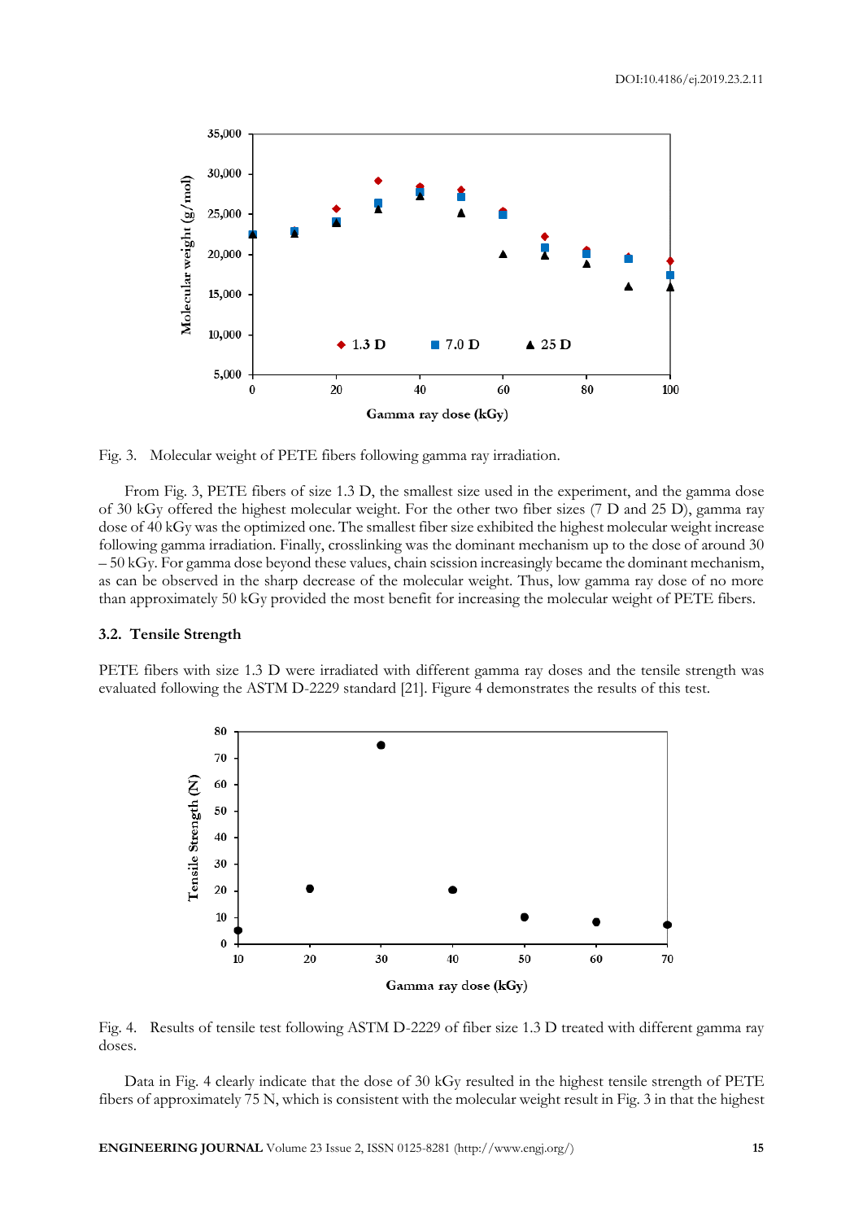Fig. 3. Molecular weight of PETE fibers following gamma ray irradiation.

From Fig. 3, PETE fibers of size 1.3 D, the smallest size used in the experiment, and the gamma dose of 30 kGy offered the highest molecular weight. For the other two fiber sizes (7 D and 25 D), gamma ray dose of 40 kGy was the optimized one. The smallest fiber size exhibited the highest molecular weight increase following gamma irradiation. Finally, crosslinking was the dominant mechanism up to the dose of around 30 – 50 kGy. For gamma dose beyond these values, chain scission increasingly became the dominant mechanism, as can be observed in the sharp decrease of the molecular weight. Thus, low gamma ray dose of no more than approximately 50 kGy provided the most benefit for increasing the molecular weight of PETE fibers.

### 3.2. Tensile Strength

PETE fibers with size 1.3 D were irradiated with different gamma ray doses and the tensile strength was evaluated following the ASTM D-2229 standard [21]. Figure 4 demonstrates the results of this test.

Fig. 4. Results of tensile test following ASTM D-2229 of fiber size 1.3 D treated with different gamma ray doses.

Data in Fig. 4 clearly indicate that the dose of 30 kGy resulted in the highest tensile strength of PETE fibers of approximately 75 N, which is consistent with the molecular weight result in Fig. 3 in that the highest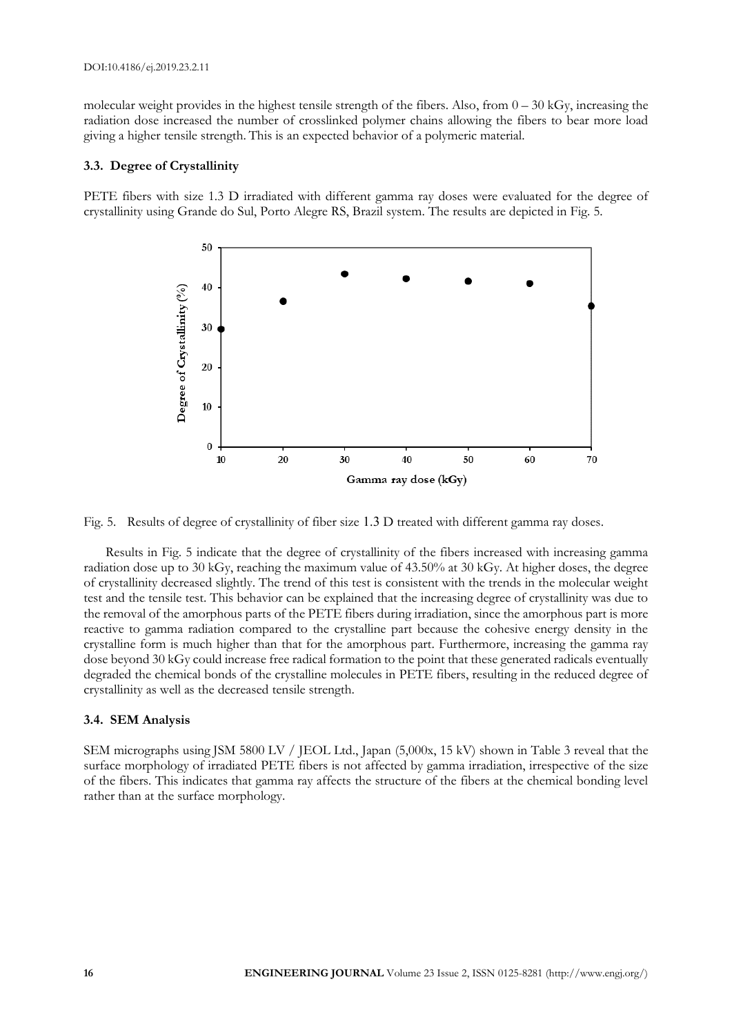molecular weight provides in the highest tensile strength of the fibers. Also, from 0 – 30 kGy, increasing the radiation dose increased the number of crosslinked polymer chains allowing the fibers to bear more load giving a higher tensile strength. This is an expected behavior of a polymeric material.

### 3.3. Degree of Crystallinity

PETE fibers with size 1.3 D irradiated with different gamma ray doses were evaluated for the degree of crystallinity using Grande do Sul, Porto Alegre RS, Brazil system. The results are depicted in Fig. 5.

Fig. 5. Results of degree of crystallinity of fiber size 1.3 D treated with different gamma ray doses.

Results in Fig. 5 indicate that the degree of crystallinity of the fibers increased with increasing gamma radiation dose up to 30 kGy, reaching the maximum value of 43.50% at 30 kGy. At higher doses, the degree of crystallinity decreased slightly. The trend of this test is consistent with the trends in the molecular weight test and the tensile test. This behavior can be explained that the increasing degree of crystallinity was due to the removal of the amorphous parts of the PETE fibers during irradiation, since the amorphous part is more reactive to gamma radiation compared to the crystalline part because the cohesive energy density in the crystalline form is much higher than that for the amorphous part. Furthermore, increasing the gamma ray dose beyond 30 kGy could increase free radical formation to the point that these generated radicals eventually degraded the chemical bonds of the crystalline molecules in PETE fibers, resulting in the reduced degree of crystallinity as well as the decreased tensile strength.

### 3.4. SEM Analysis

SEM micrographs using JSM 5800 LV / JEOL Ltd., Japan (5,000x, 15 kV) shown in Table 3 reveal that the surface morphology of irradiated PETE fibers is not affected by gamma irradiation, irrespective of the size of the fibers. This indicates that gamma ray affects the structure of the fibers at the chemical bonding level rather than at the surface morphology.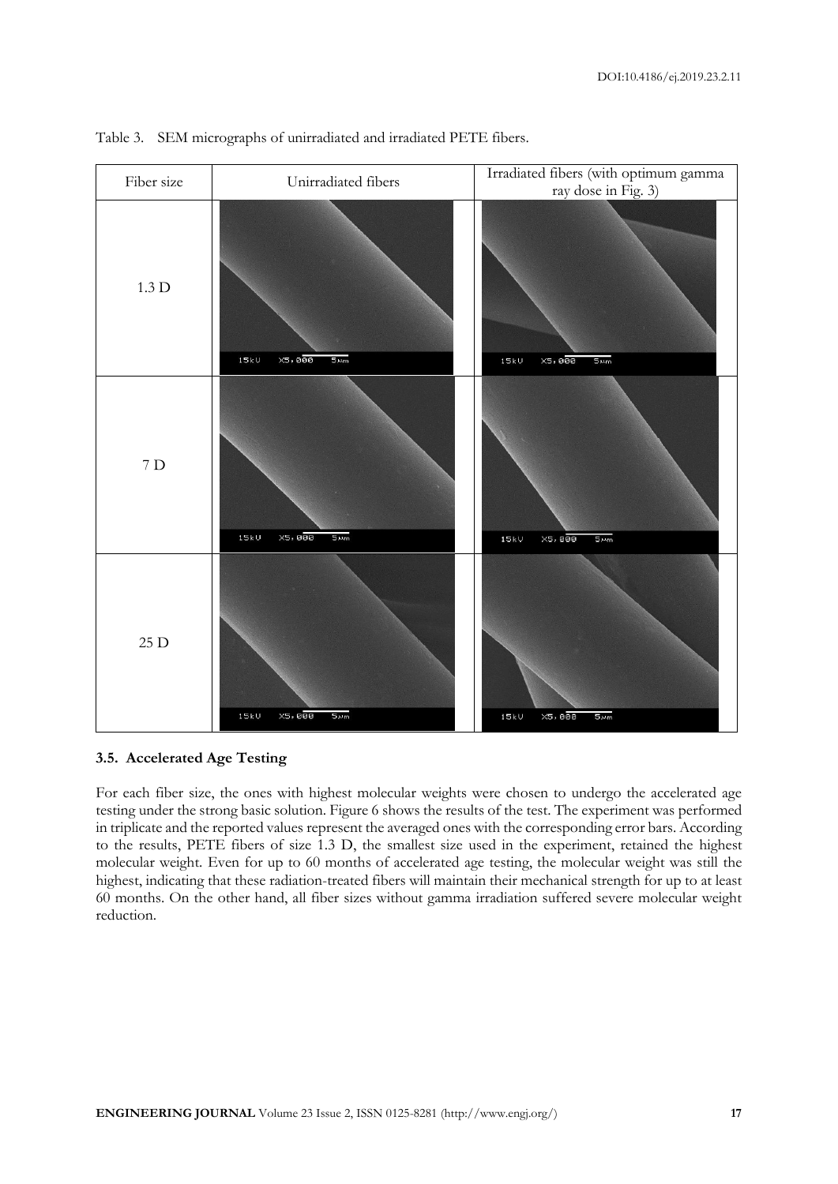Table 3. SEM micrographs of unirradiated and irradiated PETE fibers.

| Fiber size | Unirradiated fibers | Irradiated fibers (with optimum gamma ray dose in Fig. 3) |
|---|---|---|
| 1.3 D | 15kV X5,000 5μm | 15kV X5,000 5μm |
| 7 D | 15kV X5,000 5μm | 15kV X5,000 5μm |
| 25 D | 15kV X5,000 5μm | 15kV X5,000 5μm |

### 3.5. Accelerated Age Testing

For each fiber size, the ones with highest molecular weights were chosen to undergo the accelerated age testing under the strong basic solution. Figure 6 shows the results of the test. The experiment was performed in triplicate and the reported values represent the averaged ones with the corresponding error bars. According to the results, PETE fibers of size 1.3 D, the smallest size used in the experiment, retained the highest molecular weight. Even for up to 60 months of accelerated age testing, the molecular weight was still the highest, indicating that these radiation-treated fibers will maintain their mechanical strength for up to at least 60 months. On the other hand, all fiber sizes without gamma irradiation suffered severe molecular weight reduction.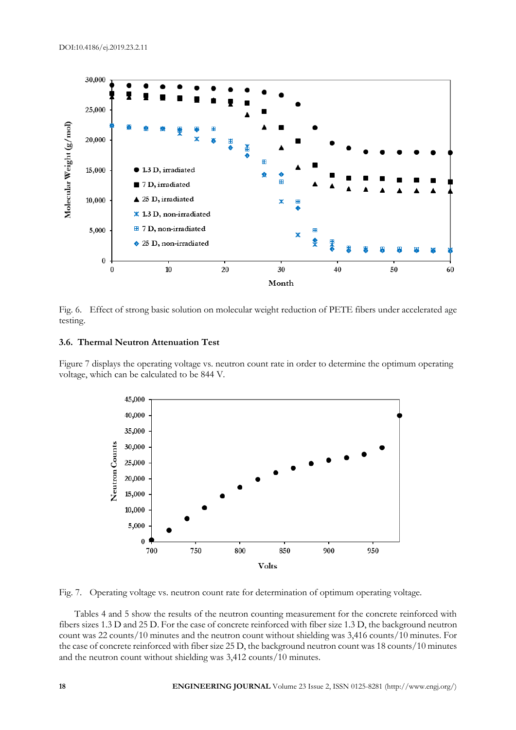Fig. 6. Effect of strong basic solution on molecular weight reduction of PETE fibers under accelerated age testing.

### 3.6. Thermal Neutron Attenuation Test

Figure 7 displays the operating voltage vs. neutron count rate in order to determine the optimum operating voltage, which can be calculated to be 844 V.

Fig. 7. Operating voltage vs. neutron count rate for determination of optimum operating voltage.

Tables 4 and 5 show the results of the neutron counting measurement for the concrete reinforced with fibers sizes 1.3 D and 25 D. For the case of concrete reinforced with fiber size 1.3 D, the background neutron count was 22 counts/10 minutes and the neutron count without shielding was 3,416 counts/10 minutes. For the case of concrete reinforced with fiber size 25 D, the background neutron count was 18 counts/10 minutes and the neutron count without shielding was 3,412 counts/10 minutes.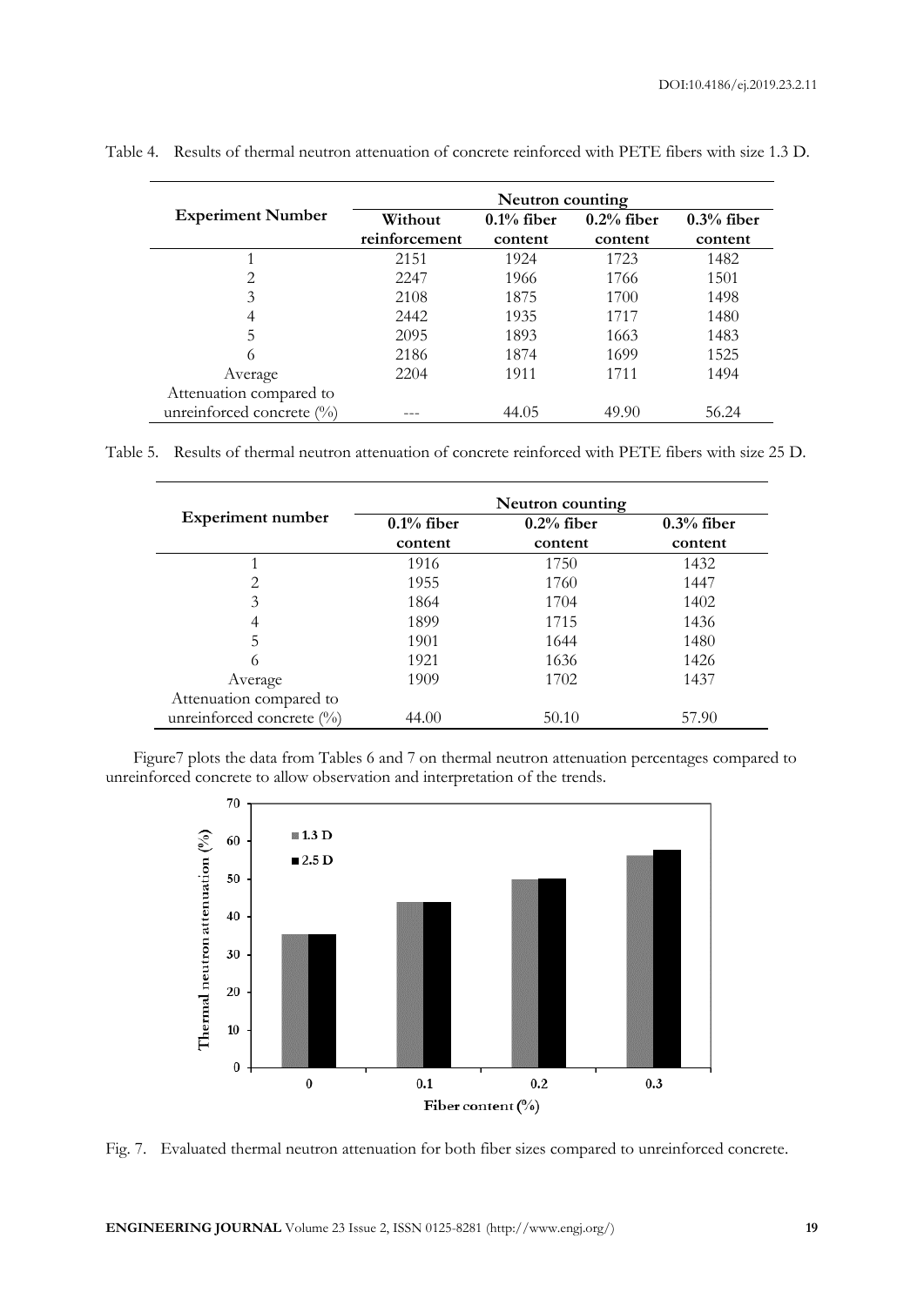Table 4. Results of thermal neutron attenuation of concrete reinforced with PETE fibers with size 1.3 D.

| Experiment Number | Neutron counting | | | |
|---|---|---|---|---|
| | Without reinforcement | 0.1% fiber content | 0.2% fiber content | 0.3% fiber content |
| 1 | 2151 | 1924 | 1723 | 1482 |
| 2 | 2247 | 1966 | 1766 | 1501 |
| 3 | 2108 | 1875 | 1700 | 1498 |
| 4 | 2442 | 1935 | 1717 | 1480 |
| 5 | 2095 | 1893 | 1663 | 1483 |
| 6 | 2186 | 1874 | 1699 | 1525 |
| Average | 2204 | 1911 | 1711 | 1494 |
| Attenuation compared to unreinforced concrete (%) | --- | 44.05 | 49.90 | 56.24 |

Table 5. Results of thermal neutron attenuation of concrete reinforced with PETE fibers with size 25 D.

| Experiment number | Neutron counting | | |
|---|---|---|---|
| | 0.1% fiber content | 0.2% fiber content | 0.3% fiber content |
| 1 | 1916 | 1750 | 1432 |
| 2 | 1955 | 1760 | 1447 |
| 3 | 1864 | 1704 | 1402 |
| 4 | 1899 | 1715 | 1436 |
| 5 | 1901 | 1644 | 1480 |
| 6 | 1921 | 1636 | 1426 |
| Average | 1909 | 1702 | 1437 |
| Attenuation compared to unreinforced concrete (%) | 44.00 | 50.10 | 57.90 |

Figure7 plots the data from Tables 6 and 7 on thermal neutron attenuation percentages compared to unreinforced concrete to allow observation and interpretation of the trends.

Fig. 7. Evaluated thermal neutron attenuation for both fiber sizes compared to unreinforced concrete.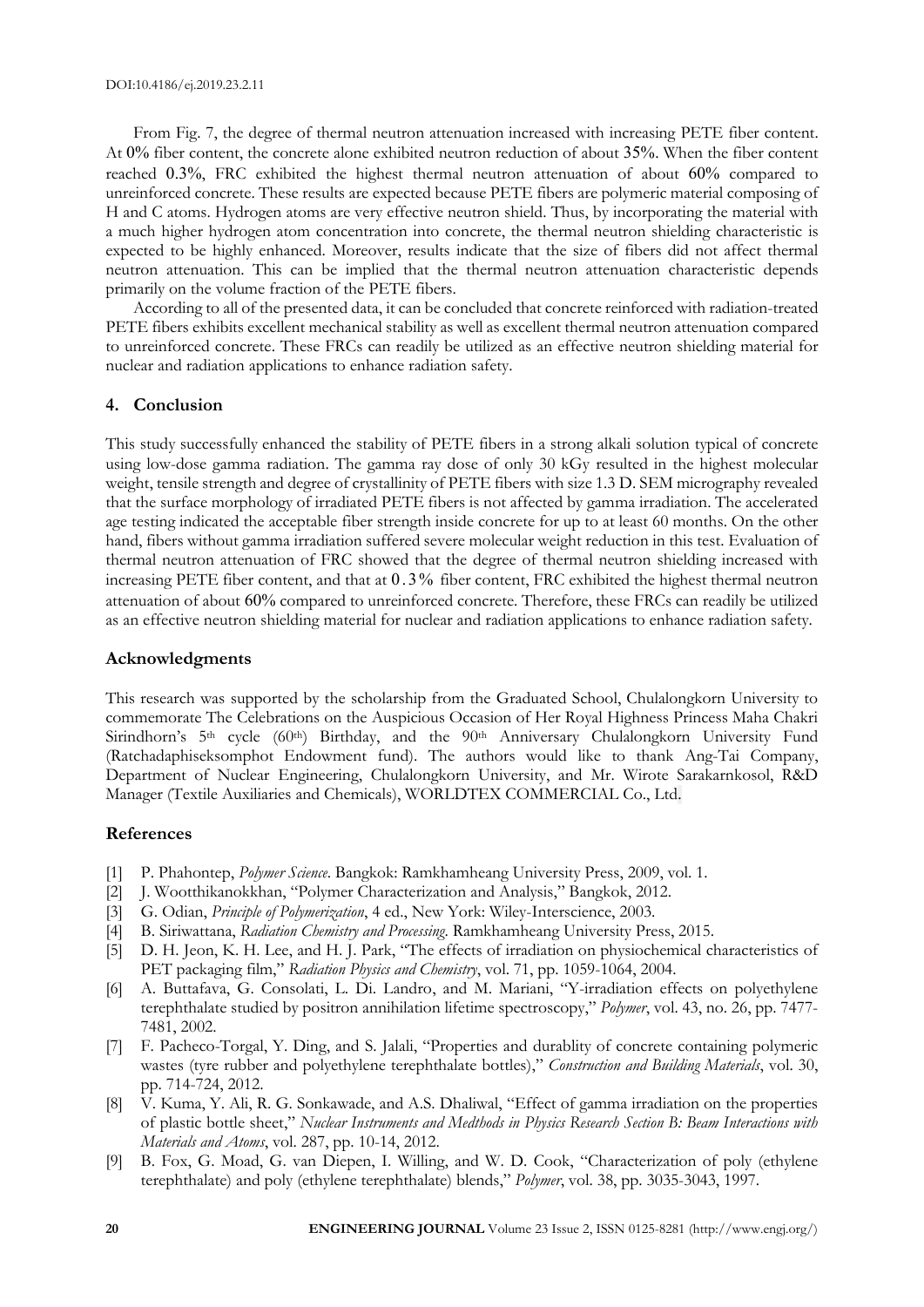From Fig. 7, the degree of thermal neutron attenuation increased with increasing PETE fiber content. At 0% fiber content, the concrete alone exhibited neutron reduction of about 35%. When the fiber content reached 0.3%, FRC exhibited the highest thermal neutron attenuation of about 60% compared to unreinforced concrete. These results are expected because PETE fibers are polymeric material composing of H and C atoms. Hydrogen atoms are very effective neutron shield. Thus, by incorporating the material with a much higher hydrogen atom concentration into concrete, the thermal neutron shielding characteristic is expected to be highly enhanced. Moreover, results indicate that the size of fibers did not affect thermal neutron attenuation. This can be implied that the thermal neutron attenuation characteristic depends primarily on the volume fraction of the PETE fibers.

According to all of the presented data, it can be concluded that concrete reinforced with radiation-treated PETE fibers exhibits excellent mechanical stability as well as excellent thermal neutron attenuation compared to unreinforced concrete. These FRCs can readily be utilized as an effective neutron shielding material for nuclear and radiation applications to enhance radiation safety.

## 4. Conclusion

This study successfully enhanced the stability of PETE fibers in a strong alkali solution typical of concrete using low-dose gamma radiation. The gamma ray dose of only 30 kGy resulted in the highest molecular weight, tensile strength and degree of crystallinity of PETE fibers with size 1.3 D. SEM micrography revealed that the surface morphology of irradiated PETE fibers is not affected by gamma irradiation. The accelerated age testing indicated the acceptable fiber strength inside concrete for up to at least 60 months. On the other hand, fibers without gamma irradiation suffered severe molecular weight reduction in this test. Evaluation of thermal neutron attenuation of FRC showed that the degree of thermal neutron shielding increased with increasing PETE fiber content, and that at 0.3% fiber content, FRC exhibited the highest thermal neutron attenuation of about 60% compared to unreinforced concrete. Therefore, these FRCs can readily be utilized as an effective neutron shielding material for nuclear and radiation applications to enhance radiation safety.

## Acknowledgments

This research was supported by the scholarship from the Graduated School, Chulalongkorn University to commemorate The Celebrations on the Auspicious Occasion of Her Royal Highness Princess Maha Chakri Sirindhorn's 5th cycle (60th) Birthday, and the 90th Anniversary Chulalongkorn University Fund (Ratchadaphiseksomphot Endowment fund). The authors would like to thank Ang-Tai Company, Department of Nuclear Engineering, Chulalongkorn University, and Mr. Wirote Sarakarnkosol, R&D Manager (Textile Auxiliaries and Chemicals), WORLDTEX COMMERCIAL Co., Ltd.

## References

[1] P. Phahontep, *Polymer Science*. Bangkok: Ramkhamheang University Press, 2009, vol. 1.

[2] J. Wootthikanokkhan, "Polymer Characterization and Analysis," Bangkok, 2012.

[3] G. Odian, *Principle of Polymerization*, 4 ed., New York: Wiley-Interscience, 2003.

[4] B. Siriwattana, *Radiation Chemistry and Processing*. Ramkhamheang University Press, 2015.

[5] D. H. Jeon, K. H. Lee, and H. J. Park, "The effects of irradiation on physiochemical characteristics of PET packaging film," *Radiation Physics and Chemistry*, vol. 71, pp. 1059-1064, 2004.

[6] A. Buttafava, G. Consolati, L. Di. Landro, and M. Mariani, "Y-irradiation effects on polyethylene terephthalate studied by positron annihilation lifetime spectroscopy," *Polymer*, vol. 43, no. 26, pp. 7477-7481, 2002.

[7] F. Pacheco-Torgal, Y. Ding, and S. Jalali, "Properties and durablity of concrete containing polymeric wastes (tyre rubber and polyethylene terephthalate bottles)," *Construction and Building Materials*, vol. 30, pp. 714-724, 2012.

[8] V. Kuma, Y. Ali, R. G. Sonkawade, and A.S. Dhaliwal, "Effect of gamma irradiation on the properties of plastic bottle sheet," *Nuclear Instruments and Medthods in Physics Research Section B: Beam Interactions with Materials and Atoms*, vol. 287, pp. 10-14, 2012.

[9] B. Fox, G. Moad, G. van Diepen, I. Willing, and W. D. Cook, "Characterization of poly (ethylene terephthalate) and poly (ethylene terephthalate) blends," *Polymer*, vol. 38, pp. 3035-3043, 1997.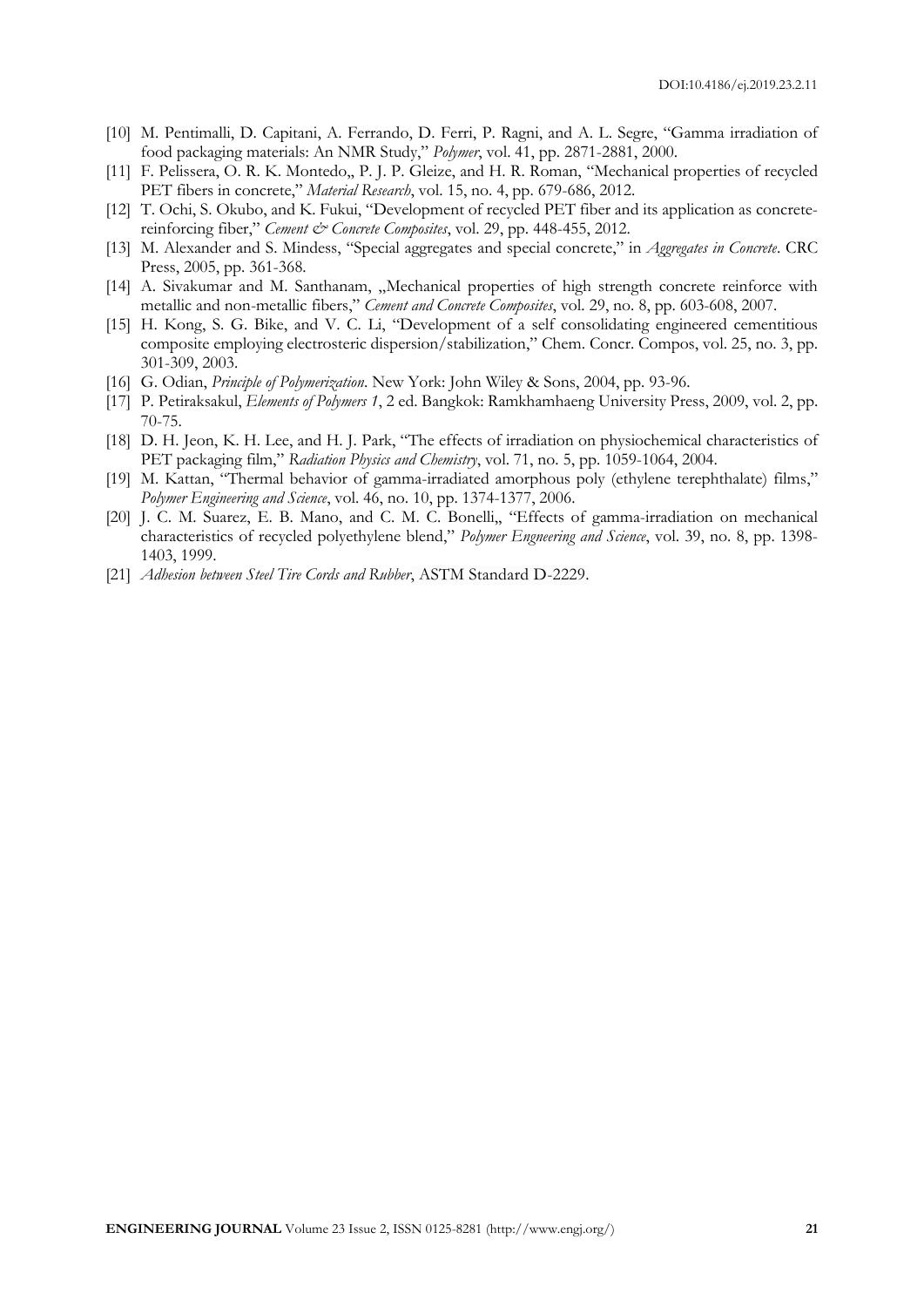[10] M. Pentimalli, D. Capitani, A. Ferrando, D. Ferri, P. Ragni, and A. L. Segre, "Gamma irradiation of food packaging materials: An NMR Study," *Polymer*, vol. 41, pp. 2871-2881, 2000.

[11] F. Pelissera, O. R. K. Montedo,, P. J. P. Gleize, and H. R. Roman, "Mechanical properties of recycled PET fibers in concrete," *Material Research*, vol. 15, no. 4, pp. 679-686, 2012.

[12] T. Ochi, S. Okubo, and K. Fukui, "Development of recycled PET fiber and its application as concrete-reinforcing fiber," *Cement & Concrete Composites*, vol. 29, pp. 448-455, 2012.

[13] M. Alexander and S. Mindess, "Special aggregates and special concrete," in *Aggregates in Concrete*. CRC Press, 2005, pp. 361-368.

[14] A. Sivakumar and M. Santhanam, „Mechanical properties of high strength concrete reinforce with metallic and non-metallic fibers," *Cement and Concrete Composites*, vol. 29, no. 8, pp. 603-608, 2007.

[15] H. Kong, S. G. Bike, and V. C. Li, "Development of a self consolidating engineered cementitious composite employing electrosteric dispersion/stabilization," Chem. Concr. Compos, vol. 25, no. 3, pp. 301-309, 2003.

[16] G. Odian, *Principle of Polymerization*. New York: John Wiley & Sons, 2004, pp. 93-96.

[17] P. Petiraksakul, *Elements of Polymers 1*, 2 ed. Bangkok: Ramkhamhaeng University Press, 2009, vol. 2, pp. 70-75.

[18] D. H. Jeon, K. H. Lee, and H. J. Park, "The effects of irradiation on physiochemical characteristics of PET packaging film," *Radiation Physics and Chemistry*, vol. 71, no. 5, pp. 1059-1064, 2004.

[19] M. Kattan, "Thermal behavior of gamma-irradiated amorphous poly (ethylene terephthalate) films," *Polymer Engineering and Science*, vol. 46, no. 10, pp. 1374-1377, 2006.

[20] J. C. M. Suarez, E. B. Mano, and C. M. C. Bonelli,, "Effects of gamma-irradiation on mechanical characteristics of recycled polyethylene blend," *Polymer Engneering and Science*, vol. 39, no. 8, pp. 1398-1403, 1999.

[21] *Adhesion between Steel Tire Cords and Rubber*, ASTM Standard D-2229.